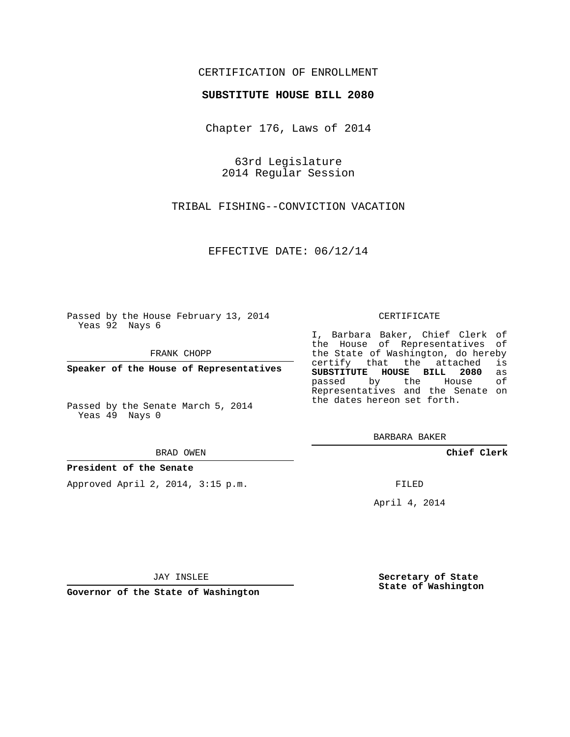CERTIFICATION OF ENROLLMENT

**SUBSTITUTE HOUSE BILL 2080**

Chapter 176, Laws of 2014

63rd Legislature
2014 Regular Session

TRIBAL FISHING--CONVICTION VACATION

EFFECTIVE DATE: 06/12/14

Passed by the House February 13, 2014
Yeas 92 Nays 6

FRANK CHOPP

**Speaker of the House of Representatives**

Passed by the Senate March 5, 2014
Yeas 49 Nays 0

BRAD OWEN

**President of the Senate**

Approved April 2, 2014, 3:15 p.m.

JAY INSLEE

**Governor of the State of Washington**

CERTIFICATE

I, Barbara Baker, Chief Clerk of the House of Representatives of the State of Washington, do hereby certify that the attached is **SUBSTITUTE HOUSE BILL 2080** as passed by the House of Representatives and the Senate on the dates hereon set forth.

BARBARA BAKER

**Chief Clerk**

FILED

April 4, 2014

**Secretary of State**
**State of Washington**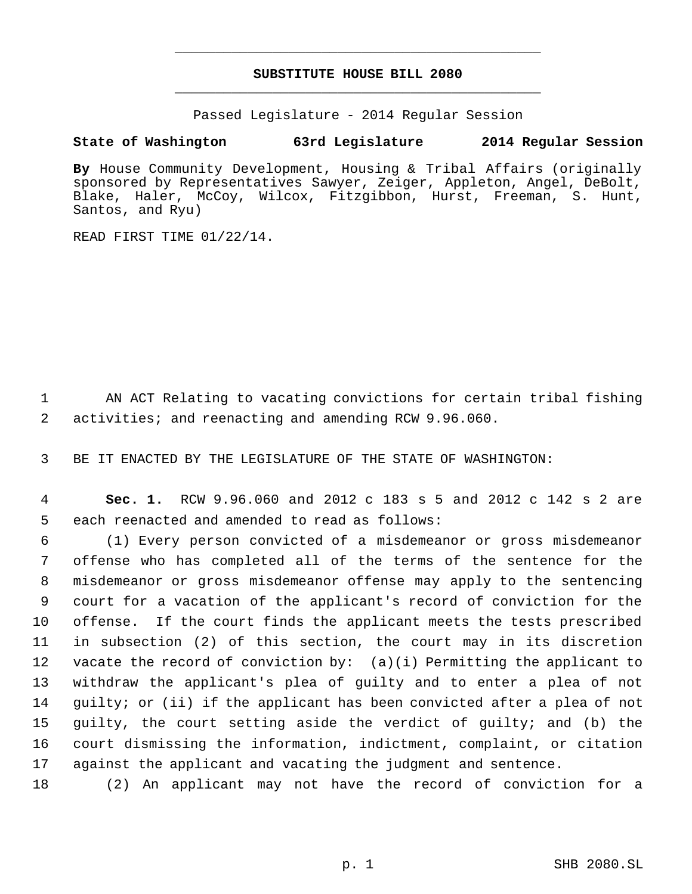**SUBSTITUTE HOUSE BILL 2080**

Passed Legislature - 2014 Regular Session

**State of Washington 63rd Legislature 2014 Regular Session**

**By** House Community Development, Housing & Tribal Affairs (originally sponsored by Representatives Sawyer, Zeiger, Appleton, Angel, DeBolt, Blake, Haler, McCoy, Wilcox, Fitzgibbon, Hurst, Freeman, S. Hunt, Santos, and Ryu)

READ FIRST TIME 01/22/14.

AN ACT Relating to vacating convictions for certain tribal fishing activities; and reenacting and amending RCW 9.96.060.

BE IT ENACTED BY THE LEGISLATURE OF THE STATE OF WASHINGTON:

**Sec. 1.** RCW 9.96.060 and 2012 c 183 s 5 and 2012 c 142 s 2 are each reenacted and amended to read as follows:

(1) Every person convicted of a misdemeanor or gross misdemeanor offense who has completed all of the terms of the sentence for the misdemeanor or gross misdemeanor offense may apply to the sentencing court for a vacation of the applicant's record of conviction for the offense. If the court finds the applicant meets the tests prescribed in subsection (2) of this section, the court may in its discretion vacate the record of conviction by: (a)(i) Permitting the applicant to withdraw the applicant's plea of guilty and to enter a plea of not guilty; or (ii) if the applicant has been convicted after a plea of not guilty, the court setting aside the verdict of guilty; and (b) the court dismissing the information, indictment, complaint, or citation against the applicant and vacating the judgment and sentence.

(2) An applicant may not have the record of conviction for a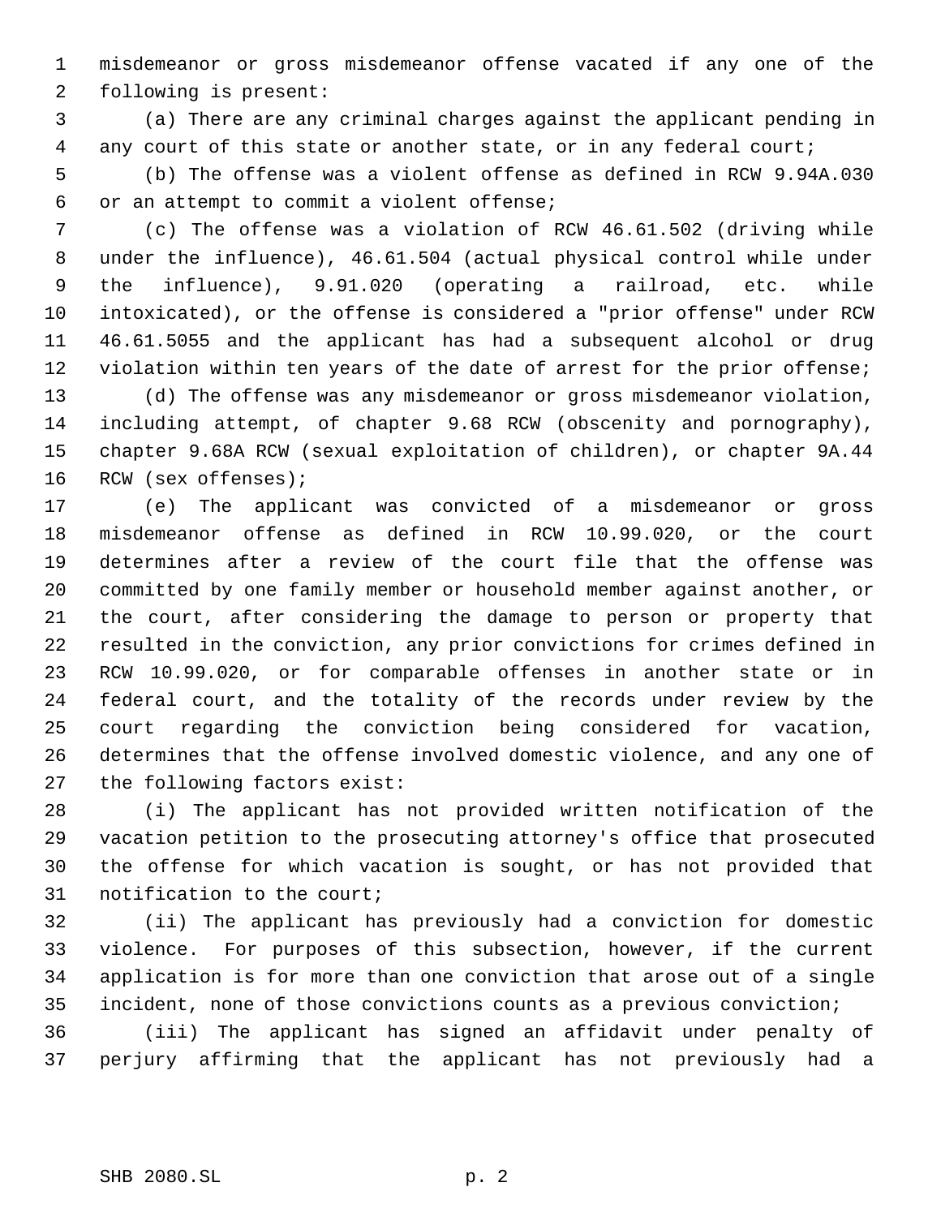misdemeanor or gross misdemeanor offense vacated if any one of the following is present:

(a) There are any criminal charges against the applicant pending in any court of this state or another state, or in any federal court;

(b) The offense was a violent offense as defined in RCW 9.94A.030 or an attempt to commit a violent offense;

(c) The offense was a violation of RCW 46.61.502 (driving while under the influence), 46.61.504 (actual physical control while under the influence), 9.91.020 (operating a railroad, etc. while intoxicated), or the offense is considered a "prior offense" under RCW 46.61.5055 and the applicant has had a subsequent alcohol or drug violation within ten years of the date of arrest for the prior offense;

(d) The offense was any misdemeanor or gross misdemeanor violation, including attempt, of chapter 9.68 RCW (obscenity and pornography), chapter 9.68A RCW (sexual exploitation of children), or chapter 9A.44 RCW (sex offenses);

(e) The applicant was convicted of a misdemeanor or gross misdemeanor offense as defined in RCW 10.99.020, or the court determines after a review of the court file that the offense was committed by one family member or household member against another, or the court, after considering the damage to person or property that resulted in the conviction, any prior convictions for crimes defined in RCW 10.99.020, or for comparable offenses in another state or in federal court, and the totality of the records under review by the court regarding the conviction being considered for vacation, determines that the offense involved domestic violence, and any one of the following factors exist:

(i) The applicant has not provided written notification of the vacation petition to the prosecuting attorney's office that prosecuted the offense for which vacation is sought, or has not provided that notification to the court;

(ii) The applicant has previously had a conviction for domestic violence. For purposes of this subsection, however, if the current application is for more than one conviction that arose out of a single incident, none of those convictions counts as a previous conviction;

(iii) The applicant has signed an affidavit under penalty of perjury affirming that the applicant has not previously had a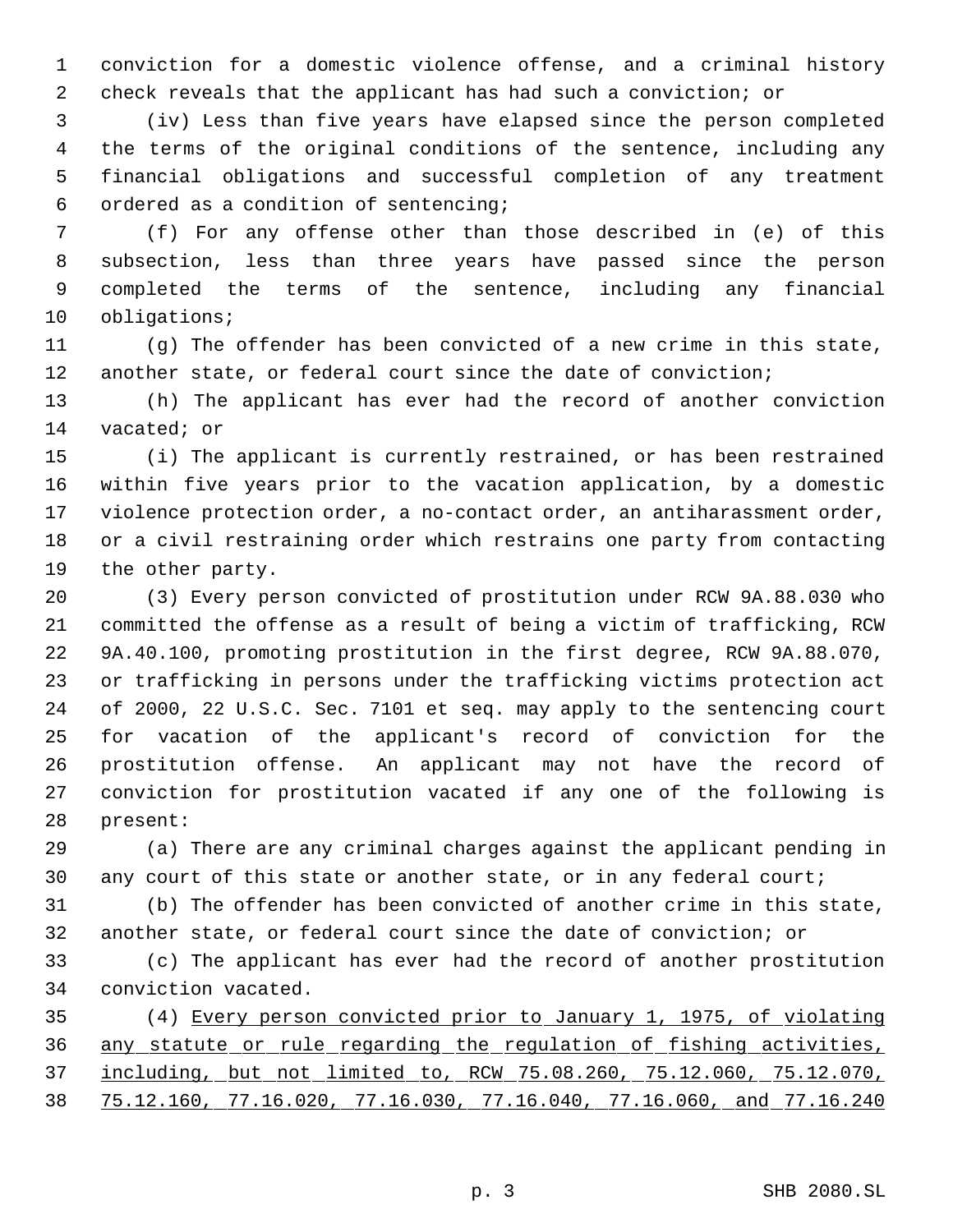conviction for a domestic violence offense, and a criminal history check reveals that the applicant has had such a conviction; or

(iv) Less than five years have elapsed since the person completed the terms of the original conditions of the sentence, including any financial obligations and successful completion of any treatment ordered as a condition of sentencing;

(f) For any offense other than those described in (e) of this subsection, less than three years have passed since the person completed the terms of the sentence, including any financial obligations;

(g) The offender has been convicted of a new crime in this state, another state, or federal court since the date of conviction;

(h) The applicant has ever had the record of another conviction vacated; or

(i) The applicant is currently restrained, or has been restrained within five years prior to the vacation application, by a domestic violence protection order, a no-contact order, an antiharassment order, or a civil restraining order which restrains one party from contacting the other party.

(3) Every person convicted of prostitution under RCW 9A.88.030 who committed the offense as a result of being a victim of trafficking, RCW 9A.40.100, promoting prostitution in the first degree, RCW 9A.88.070, or trafficking in persons under the trafficking victims protection act of 2000, 22 U.S.C. Sec. 7101 et seq. may apply to the sentencing court for vacation of the applicant's record of conviction for the prostitution offense. An applicant may not have the record of conviction for prostitution vacated if any one of the following is present:

(a) There are any criminal charges against the applicant pending in any court of this state or another state, or in any federal court;

(b) The offender has been convicted of another crime in this state, another state, or federal court since the date of conviction; or

(c) The applicant has ever had the record of another prostitution conviction vacated.

(4) <u>Every person convicted prior to January 1, 1975, of violating any statute or rule regarding the regulation of fishing activities, including, but not limited to, RCW 75.08.260, 75.12.060, 75.12.070, 75.12.160, 77.16.020, 77.16.030, 77.16.040, 77.16.060, and 77.16.240</u>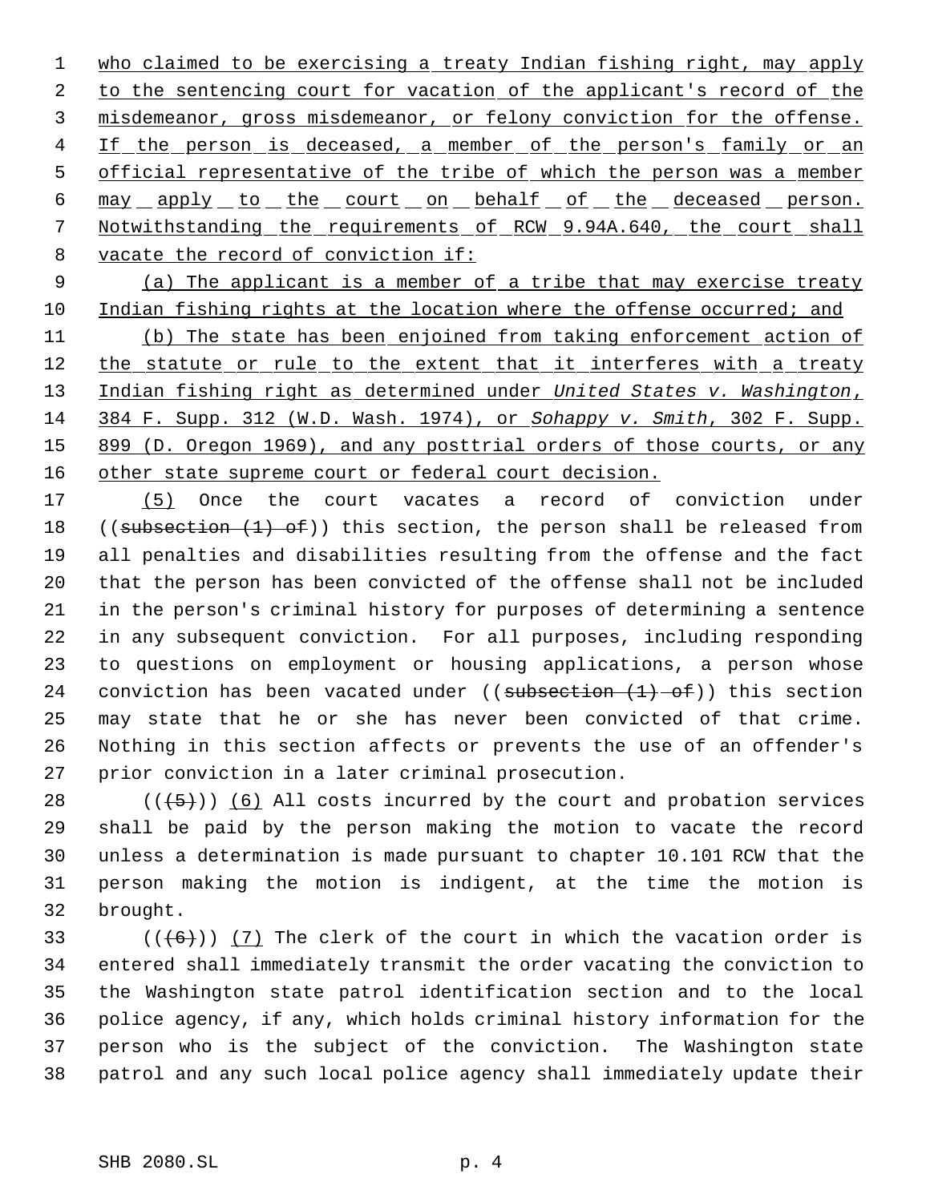who claimed to be exercising a treaty Indian fishing right, may apply to the sentencing court for vacation of the applicant's record of the misdemeanor, gross misdemeanor, or felony conviction for the offense. If the person is deceased, a member of the person's family or an official representative of the tribe of which the person was a member may apply to the court on behalf of the deceased person. Notwithstanding the requirements of RCW 9.94A.640, the court shall vacate the record of conviction if:

(a) The applicant is a member of a tribe that may exercise treaty Indian fishing rights at the location where the offense occurred; and

(b) The state has been enjoined from taking enforcement action of the statute or rule to the extent that it interferes with a treaty Indian fishing right as determined under *United States v. Washington*, 384 F. Supp. 312 (W.D. Wash. 1974), or *Sohappy v. Smith*, 302 F. Supp. 899 (D. Oregon 1969), and any posttrial orders of those courts, or any other state supreme court or federal court decision.

(5) Once the court vacates a record of conviction under ((~~subsection (1) of~~)) this section, the person shall be released from all penalties and disabilities resulting from the offense and the fact that the person has been convicted of the offense shall not be included in the person's criminal history for purposes of determining a sentence in any subsequent conviction. For all purposes, including responding to questions on employment or housing applications, a person whose conviction has been vacated under ((~~subsection (1) of~~)) this section may state that he or she has never been convicted of that crime. Nothing in this section affects or prevents the use of an offender's prior conviction in a later criminal prosecution.

((~~(5)~~)) (6) All costs incurred by the court and probation services shall be paid by the person making the motion to vacate the record unless a determination is made pursuant to chapter 10.101 RCW that the person making the motion is indigent, at the time the motion is brought.

((~~(6)~~)) (7) The clerk of the court in which the vacation order is entered shall immediately transmit the order vacating the conviction to the Washington state patrol identification section and to the local police agency, if any, which holds criminal history information for the person who is the subject of the conviction. The Washington state patrol and any such local police agency shall immediately update their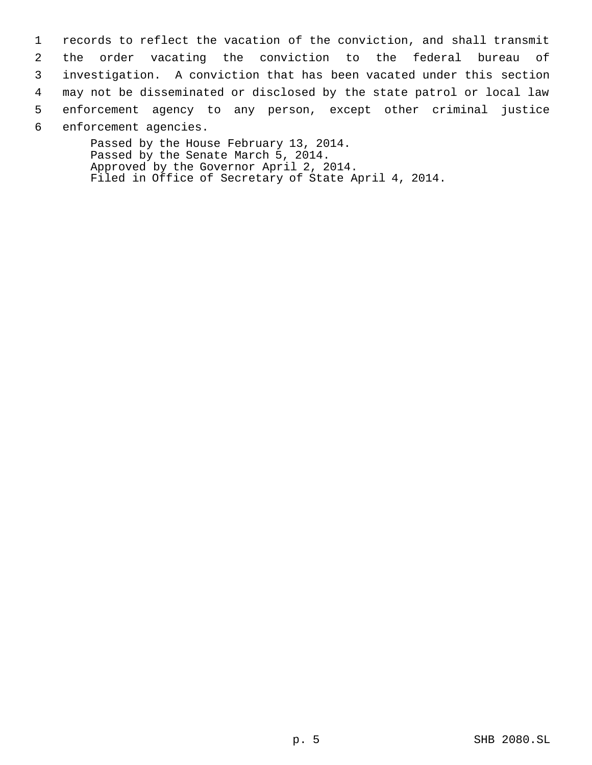records to reflect the vacation of the conviction, and shall transmit the order vacating the conviction to the federal bureau of investigation. A conviction that has been vacated under this section may not be disseminated or disclosed by the state patrol or local law enforcement agency to any person, except other criminal justice enforcement agencies.

Passed by the House February 13, 2014.
Passed by the Senate March 5, 2014.
Approved by the Governor April 2, 2014.
Filed in Office of Secretary of State April 4, 2014.